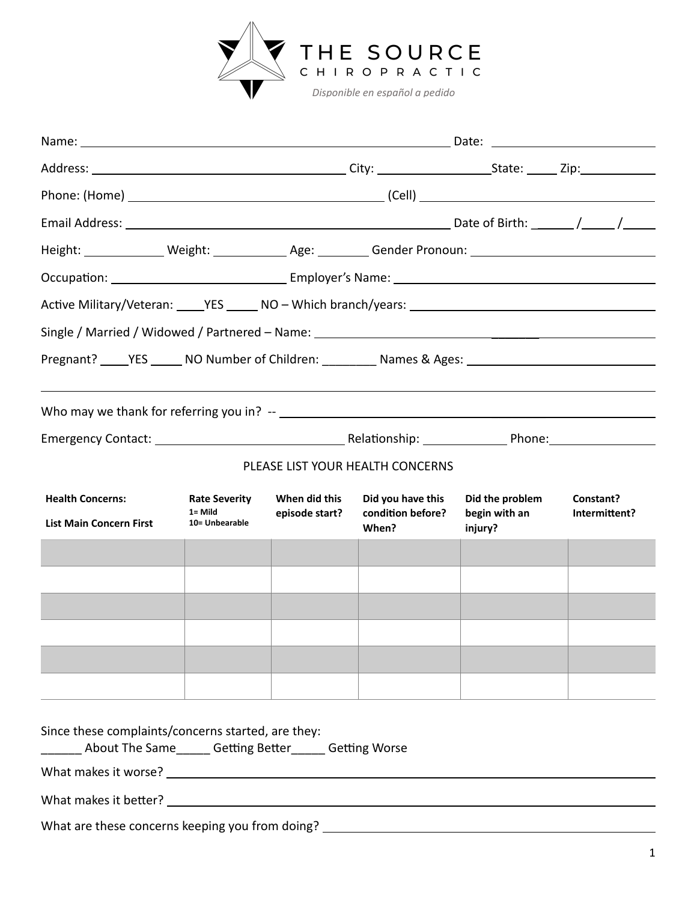# THE SOURCE CHIROPRACTIC

*Disponible en español a pedido*

Name: ______________________________ Date: ______________

Address: ______________________ City: ____________ State: _____ Zip: __________

Phone: (Home) ______________________ (Cell) ______________________

Email Address: ______________________________ Date of Birth: ______ /_____ /_____

Height: __________ Weight: __________ Age: ________ Gender Pronoun: ______________

Occupation: ______________________ Employer's Name: ______________________

Active Military/Veteran: ____YES _____ NO – Which branch/years: ______________________

Single / Married / Widowed / Partnered – Name: ______________________

Pregnant? ____YES _____ NO Number of Children: ________ Names & Ages: ______________________

Who may we thank for referring you in? -- ______________________

Emergency Contact: ______________________ Relationship: ____________ Phone: ____________

PLEASE LIST YOUR HEALTH CONCERNS

| Health Concerns: List Main Concern First | Rate Severity 1= Mild 10= Unbearable | When did this episode start? | Did you have this condition before? When? | Did the problem begin with an injury? | Constant? Intermittent? |
|---|---|---|---|---|---|
| | | | | | |
| | | | | | |
| | | | | | |
| | | | | | |
| | | | | | |
| | | | | | |

Since these complaints/concerns started, are they:
______ About The Same_____ Getting Better_____ Getting Worse

What makes it worse? ______________________________

What makes it better? ______________________________

What are these concerns keeping you from doing? ______________________________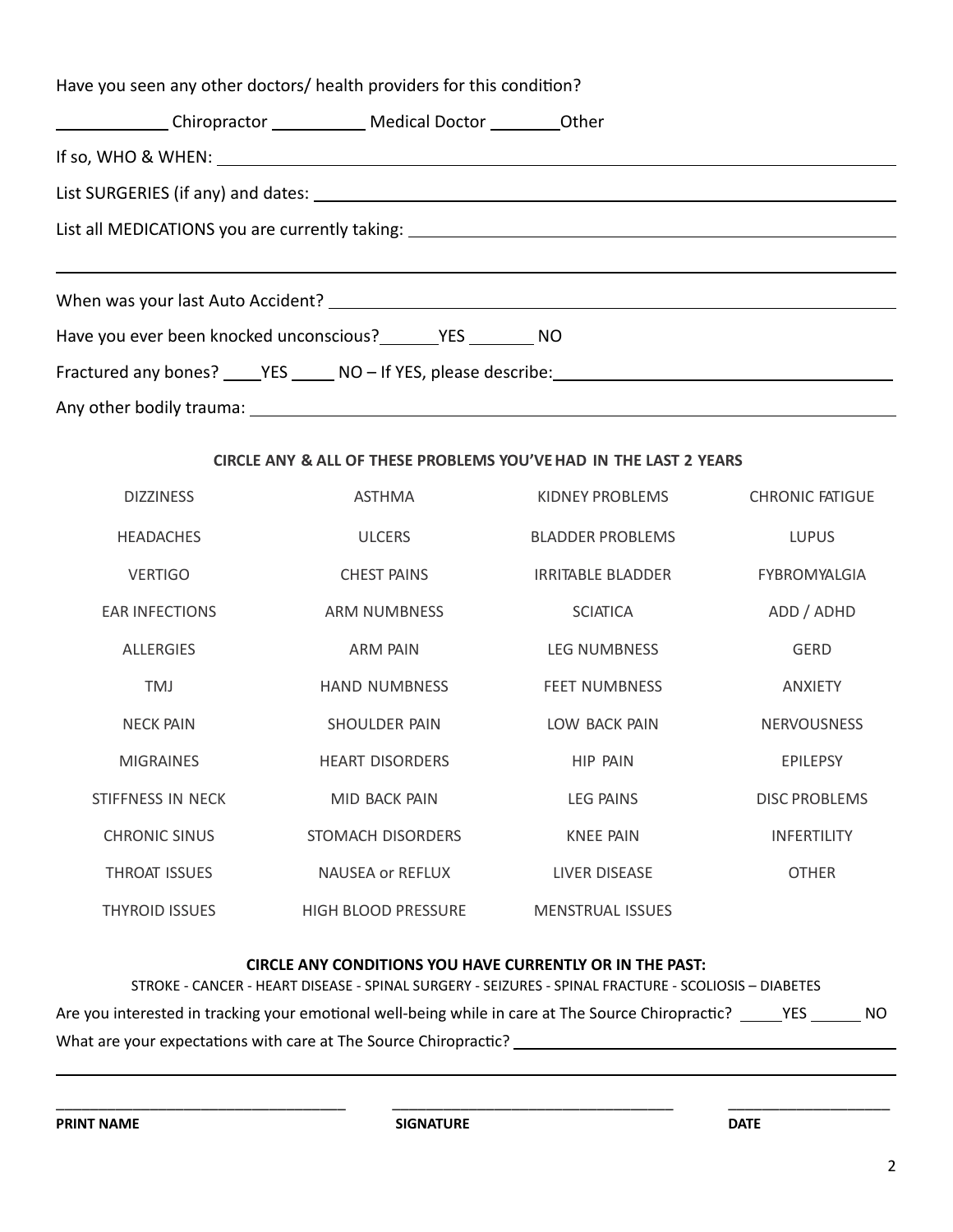Have you seen any other doctors/ health providers for this condition?

\_\_\_\_\_\_\_\_\_\_\_\_ Chiropractor \_\_\_\_\_\_\_\_\_\_\_ Medical Doctor \_\_\_\_\_\_\_\_ Other

If so, WHO & WHEN: \_\_\_\_\_\_\_\_\_\_\_\_\_\_\_\_\_\_\_\_\_\_\_\_\_\_\_\_\_\_\_\_\_\_\_\_\_\_\_\_

List SURGERIES (if any) and dates: \_\_\_\_\_\_\_\_\_\_\_\_\_\_\_\_\_\_\_\_\_\_\_\_\_\_\_\_\_\_\_\_\_\_\_\_\_\_\_\_

List all MEDICATIONS you are currently taking: \_\_\_\_\_\_\_\_\_\_\_\_\_\_\_\_\_\_\_\_\_\_\_\_\_\_\_\_\_\_\_\_\_\_\_\_\_\_\_\_

\_\_\_\_\_\_\_\_\_\_\_\_\_\_\_\_\_\_\_\_\_\_\_\_\_\_\_\_\_\_\_\_\_\_\_\_\_\_\_\_\_\_\_\_\_\_\_\_\_\_\_\_\_\_\_\_\_\_\_\_\_\_\_\_\_\_\_\_\_\_\_\_\_\_\_\_\_\_

When was your last Auto Accident? \_\_\_\_\_\_\_\_\_\_\_\_\_\_\_\_\_\_\_\_\_\_\_\_\_\_\_\_\_\_\_\_\_\_\_\_\_\_\_\_

Have you ever been knocked unconscious? \_\_\_\_\_\_ YES \_\_\_\_\_\_\_ NO

Fractured any bones? \_\_\_\_ YES \_\_\_\_\_ NO – If YES, please describe: \_\_\_\_\_\_\_\_\_\_\_\_\_\_\_\_\_\_\_\_\_\_\_\_\_\_\_\_\_\_\_\_\_\_\_\_

Any other bodily trauma: \_\_\_\_\_\_\_\_\_\_\_\_\_\_\_\_\_\_\_\_\_\_\_\_\_\_\_\_\_\_\_\_\_\_\_\_\_\_\_\_

**CIRCLE ANY & ALL OF THESE PROBLEMS YOU'VE HAD IN THE LAST 2 YEARS**

| | | | |
|---|---|---|---|
| DIZZINESS | ASTHMA | KIDNEY PROBLEMS | CHRONIC FATIGUE |
| HEADACHES | ULCERS | BLADDER PROBLEMS | LUPUS |
| VERTIGO | CHEST PAINS | IRRITABLE BLADDER | FYBROMYALGIA |
| EAR INFECTIONS | ARM NUMBNESS | SCIATICA | ADD / ADHD |
| ALLERGIES | ARM PAIN | LEG NUMBNESS | GERD |
| TMJ | HAND NUMBNESS | FEET NUMBNESS | ANXIETY |
| NECK PAIN | SHOULDER PAIN | LOW BACK PAIN | NERVOUSNESS |
| MIGRAINES | HEART DISORDERS | HIP PAIN | EPILEPSY |
| STIFFNESS IN NECK | MID BACK PAIN | LEG PAINS | DISC PROBLEMS |
| CHRONIC SINUS | STOMACH DISORDERS | KNEE PAIN | INFERTILITY |
| THROAT ISSUES | NAUSEA or REFLUX | LIVER DISEASE | OTHER |
| THYROID ISSUES | HIGH BLOOD PRESSURE | MENSTRUAL ISSUES | |

**CIRCLE ANY CONDITIONS YOU HAVE CURRENTLY OR IN THE PAST:**

STROKE - CANCER - HEART DISEASE - SPINAL SURGERY - SEIZURES - SPINAL FRACTURE - SCOLIOSIS – DIABETES

Are you interested in tracking your emotional well-being while in care at The Source Chiropractic? \_\_\_\_\_ YES \_\_\_\_\_\_ NO

What are your expectations with care at The Source Chiropractic? \_\_\_\_\_\_\_\_\_\_\_\_\_\_\_\_\_\_\_\_\_\_\_\_\_\_\_\_\_\_\_\_\_\_\_\_\_\_\_\_

\_\_\_\_\_\_\_\_\_\_\_\_\_\_\_\_\_\_\_\_\_\_\_\_\_\_\_\_\_\_\_\_\_\_\_\_\_\_\_\_\_\_\_\_\_\_\_\_\_\_\_\_\_\_\_\_\_\_\_\_\_\_\_\_\_\_\_\_\_\_\_\_\_\_\_\_\_\_

\_\_\_\_\_\_\_\_\_\_\_\_\_\_\_\_\_\_\_\_\_\_\_\_\_\_\_\_\_\_\_\_\_\_\_\_ \_\_\_\_\_\_\_\_\_\_\_\_\_\_\_\_\_\_\_\_\_\_\_\_\_\_\_\_\_\_\_\_\_\_\_\_ \_\_\_\_\_\_\_\_\_\_\_\_\_\_\_\_\_\_\_\_

**PRINT NAME** **SIGNATURE** **DATE**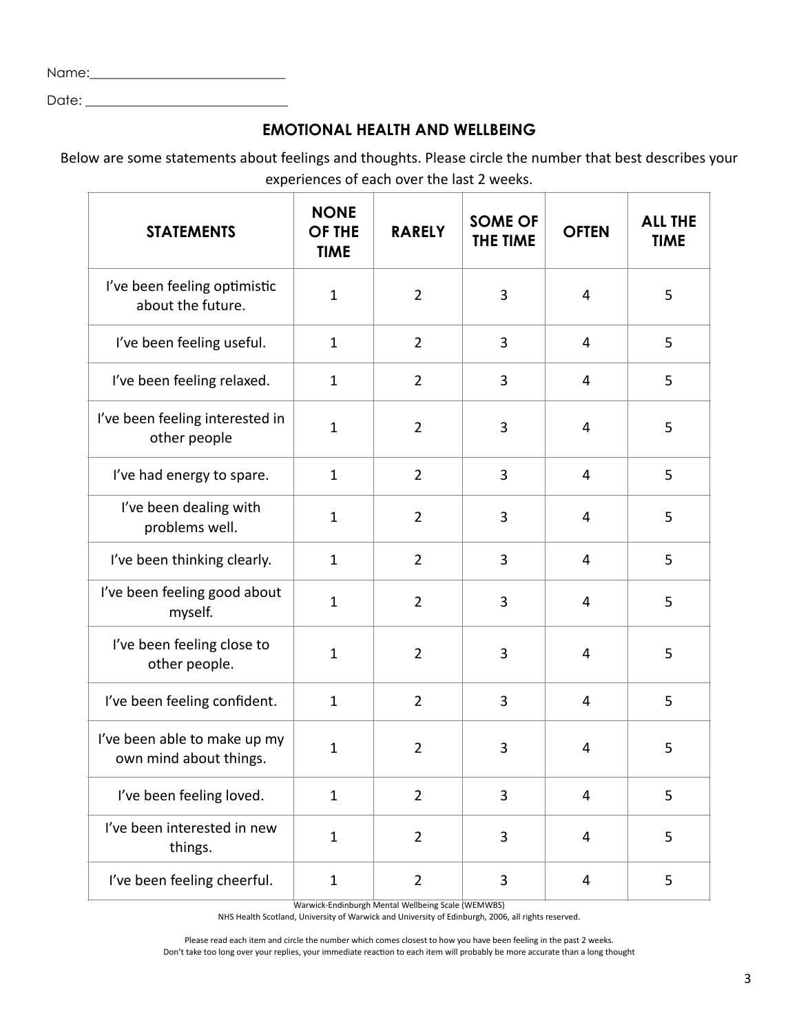Name:____________________________

Date: ____________________________

## EMOTIONAL HEALTH AND WELLBEING

Below are some statements about feelings and thoughts. Please circle the number that best describes your experiences of each over the last 2 weeks.

| STATEMENTS | NONE OF THE TIME | RARELY | SOME OF THE TIME | OFTEN | ALL THE TIME |
|---|---|---|---|---|---|
| I've been feeling optimistic about the future. | 1 | 2 | 3 | 4 | 5 |
| I've been feeling useful. | 1 | 2 | 3 | 4 | 5 |
| I've been feeling relaxed. | 1 | 2 | 3 | 4 | 5 |
| I've been feeling interested in other people | 1 | 2 | 3 | 4 | 5 |
| I've had energy to spare. | 1 | 2 | 3 | 4 | 5 |
| I've been dealing with problems well. | 1 | 2 | 3 | 4 | 5 |
| I've been thinking clearly. | 1 | 2 | 3 | 4 | 5 |
| I've been feeling good about myself. | 1 | 2 | 3 | 4 | 5 |
| I've been feeling close to other people. | 1 | 2 | 3 | 4 | 5 |
| I've been feeling confident. | 1 | 2 | 3 | 4 | 5 |
| I've been able to make up my own mind about things. | 1 | 2 | 3 | 4 | 5 |
| I've been feeling loved. | 1 | 2 | 3 | 4 | 5 |
| I've been interested in new things. | 1 | 2 | 3 | 4 | 5 |
| I've been feeling cheerful. | 1 | 2 | 3 | 4 | 5 |

Warwick-Endinburgh Mental Wellbeing Scale (WEMWBS)
NHS Health Scotland, University of Warwick and University of Edinburgh, 2006, all rights reserved.

Please read each item and circle the number which comes closest to how you have been feeling in the past 2 weeks.
Don't take too long over your replies, your immediate reaction to each item will probably be more accurate than a long thought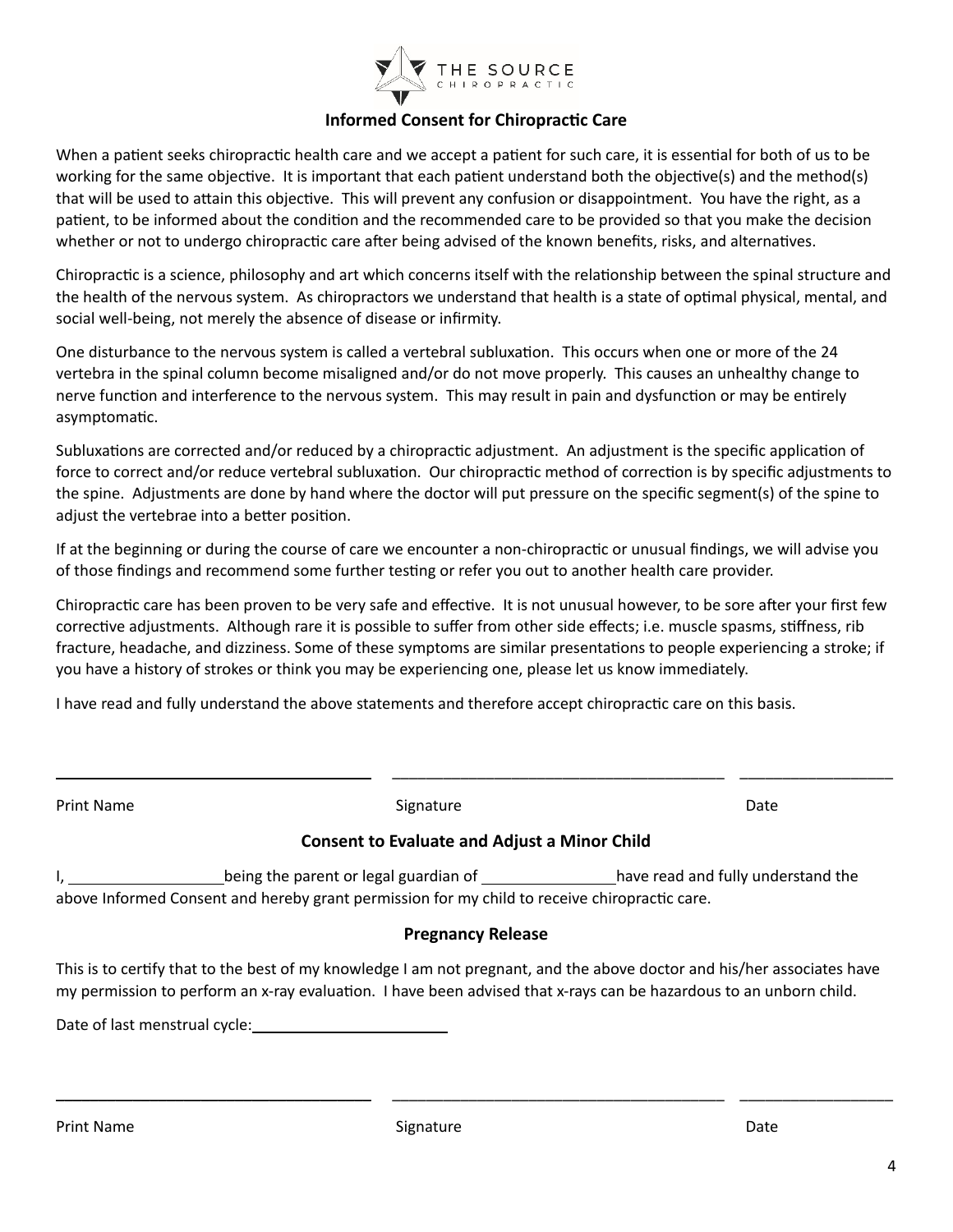THE SOURCE CHIROPRACTIC

## Informed Consent for Chiropractic Care

When a patient seeks chiropractic health care and we accept a patient for such care, it is essential for both of us to be working for the same objective. It is important that each patient understand both the objective(s) and the method(s) that will be used to attain this objective. This will prevent any confusion or disappointment. You have the right, as a patient, to be informed about the condition and the recommended care to be provided so that you make the decision whether or not to undergo chiropractic care after being advised of the known benefits, risks, and alternatives.

Chiropractic is a science, philosophy and art which concerns itself with the relationship between the spinal structure and the health of the nervous system. As chiropractors we understand that health is a state of optimal physical, mental, and social well-being, not merely the absence of disease or infirmity.

One disturbance to the nervous system is called a vertebral subluxation. This occurs when one or more of the 24 vertebra in the spinal column become misaligned and/or do not move properly. This causes an unhealthy change to nerve function and interference to the nervous system. This may result in pain and dysfunction or may be entirely asymptomatic.

Subluxations are corrected and/or reduced by a chiropractic adjustment. An adjustment is the specific application of force to correct and/or reduce vertebral subluxation. Our chiropractic method of correction is by specific adjustments to the spine. Adjustments are done by hand where the doctor will put pressure on the specific segment(s) of the spine to adjust the vertebrae into a better position.

If at the beginning or during the course of care we encounter a non-chiropractic or unusual findings, we will advise you of those findings and recommend some further testing or refer you out to another health care provider.

Chiropractic care has been proven to be very safe and effective. It is not unusual however, to be sore after your first few corrective adjustments. Although rare it is possible to suffer from other side effects; i.e. muscle spasms, stiffness, rib fracture, headache, and dizziness. Some of these symptoms are similar presentations to people experiencing a stroke; if you have a history of strokes or think you may be experiencing one, please let us know immediately.

I have read and fully understand the above statements and therefore accept chiropractic care on this basis.

\_\_\_\_\_\_\_\_\_\_\_\_\_\_\_\_\_\_\_\_\_\_\_\_\_\_\_\_\_\_\_\_ \_\_\_\_\_\_\_\_\_\_\_\_\_\_\_\_\_\_\_\_\_\_\_\_\_\_\_\_\_\_\_\_ \_\_\_\_\_\_\_\_\_\_\_\_\_\_\_\_

Print Name Signature Date

## Consent to Evaluate and Adjust a Minor Child

I, \_\_\_\_\_\_\_\_\_\_\_\_\_\_\_\_\_\_ being the parent or legal guardian of \_\_\_\_\_\_\_\_\_\_\_\_\_\_\_\_ have read and fully understand the above Informed Consent and hereby grant permission for my child to receive chiropractic care.

## Pregnancy Release

This is to certify that to the best of my knowledge I am not pregnant, and the above doctor and his/her associates have my permission to perform an x-ray evaluation. I have been advised that x-rays can be hazardous to an unborn child.

Date of last menstrual cycle: \_\_\_\_\_\_\_\_\_\_\_\_\_\_\_\_\_\_\_\_\_\_

\_\_\_\_\_\_\_\_\_\_\_\_\_\_\_\_\_\_\_\_\_\_\_\_\_\_\_\_\_\_\_\_ \_\_\_\_\_\_\_\_\_\_\_\_\_\_\_\_\_\_\_\_\_\_\_\_\_\_\_\_\_\_\_\_ \_\_\_\_\_\_\_\_\_\_\_\_\_\_\_\_

Print Name Signature Date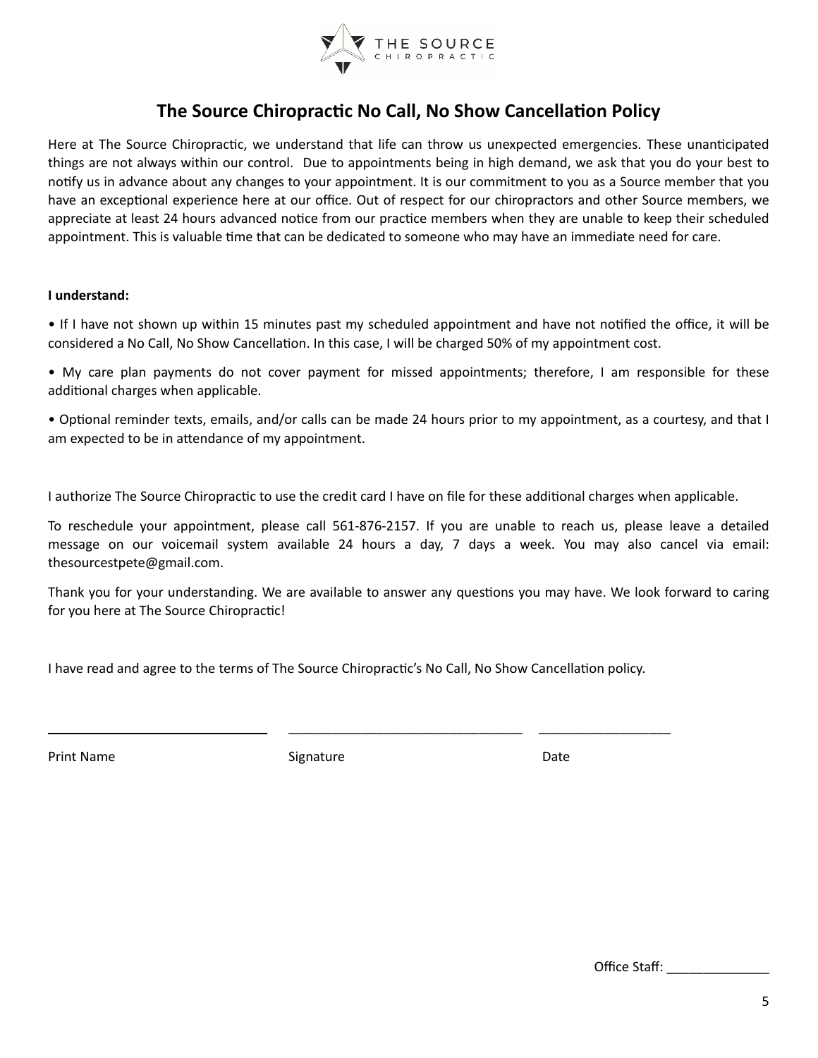THE SOURCE CHIROPRACTIC

## The Source Chiropractic No Call, No Show Cancellation Policy

Here at The Source Chiropractic, we understand that life can throw us unexpected emergencies. These unanticipated things are not always within our control. Due to appointments being in high demand, we ask that you do your best to notify us in advance about any changes to your appointment. It is our commitment to you as a Source member that you have an exceptional experience here at our office. Out of respect for our chiropractors and other Source members, we appreciate at least 24 hours advanced notice from our practice members when they are unable to keep their scheduled appointment. This is valuable time that can be dedicated to someone who may have an immediate need for care.

**I understand:**

• If I have not shown up within 15 minutes past my scheduled appointment and have not notified the office, it will be considered a No Call, No Show Cancellation. In this case, I will be charged 50% of my appointment cost.

• My care plan payments do not cover payment for missed appointments; therefore, I am responsible for these additional charges when applicable.

• Optional reminder texts, emails, and/or calls can be made 24 hours prior to my appointment, as a courtesy, and that I am expected to be in attendance of my appointment.

I authorize The Source Chiropractic to use the credit card I have on file for these additional charges when applicable.

To reschedule your appointment, please call 561-876-2157. If you are unable to reach us, please leave a detailed message on our voicemail system available 24 hours a day, 7 days a week. You may also cancel via email: thesourcestpete@gmail.com.

Thank you for your understanding. We are available to answer any questions you may have. We look forward to caring for you here at The Source Chiropractic!

I have read and agree to the terms of The Source Chiropractic's No Call, No Show Cancellation policy.

______________________________ ______________________________ __________________

Print Name Signature Date

Office Staff: ______________